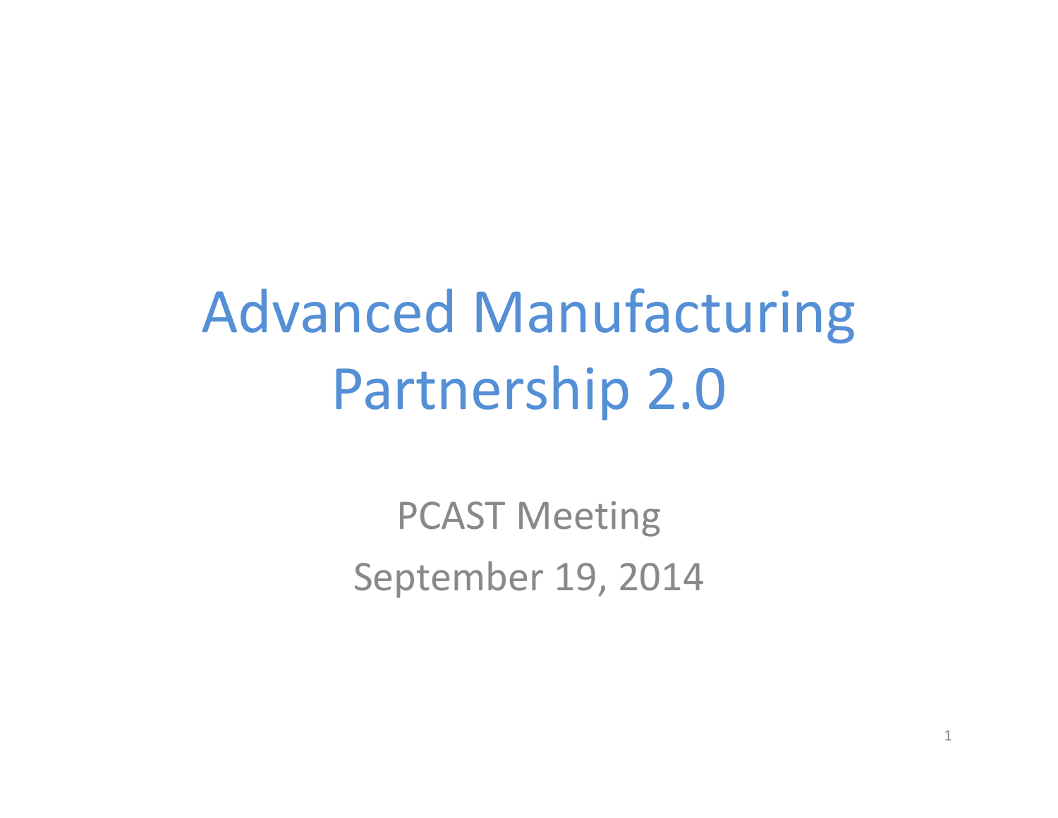# Advanced Manufacturing Partnership 2.0

PCAST Meeting

September 19, 2014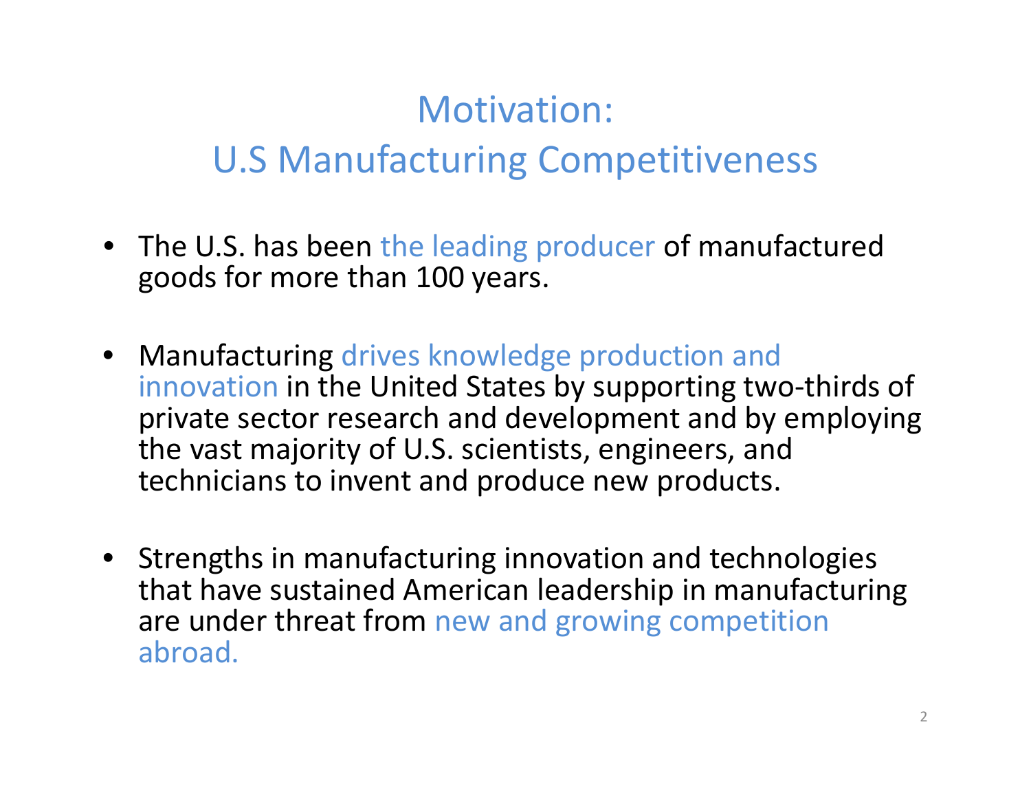# Motivation:
# U.S Manufacturing Competitiveness

- The U.S. has been the leading producer of manufactured goods for more than 100 years.

- Manufacturing drives knowledge production and innovation in the United States by supporting two-thirds of private sector research and development and by employing the vast majority of U.S. scientists, engineers, and technicians to invent and produce new products.

- Strengths in manufacturing innovation and technologies that have sustained American leadership in manufacturing are under threat from new and growing competition abroad.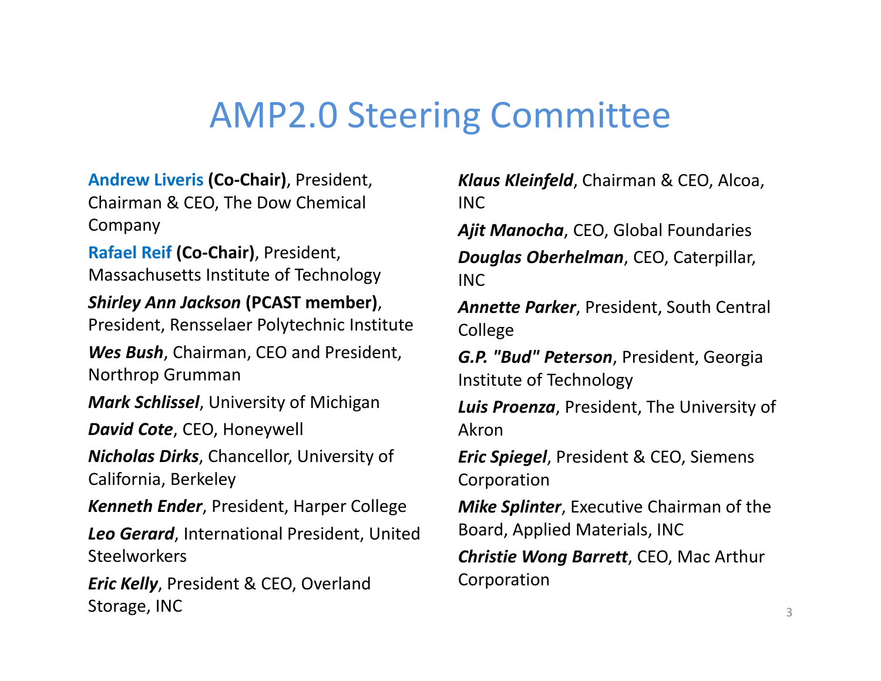# AMP2.0 Steering Committee

**Andrew Liveris (Co-Chair)**, President, Chairman & CEO, The Dow Chemical Company

**Rafael Reif (Co-Chair)**, President, Massachusetts Institute of Technology

***Shirley Ann Jackson*** **(PCAST member)**, President, Rensselaer Polytechnic Institute

***Wes Bush***, Chairman, CEO and President, Northrop Grumman

***Mark Schlissel***, University of Michigan

***David Cote***, CEO, Honeywell

***Nicholas Dirks***, Chancellor, University of California, Berkeley

***Kenneth Ender***, President, Harper College

***Leo Gerard***, International President, United Steelworkers

***Eric Kelly***, President & CEO, Overland Storage, INC

***Klaus Kleinfeld***, Chairman & CEO, Alcoa, INC

***Ajit Manocha***, CEO, Global Foundaries

***Douglas Oberhelman***, CEO, Caterpillar, INC

***Annette Parker***, President, South Central College

***G.P. "Bud" Peterson***, President, Georgia Institute of Technology

***Luis Proenza***, President, The University of Akron

***Eric Spiegel***, President & CEO, Siemens Corporation

***Mike Splinter***, Executive Chairman of the Board, Applied Materials, INC

***Christie Wong Barrett***, CEO, Mac Arthur Corporation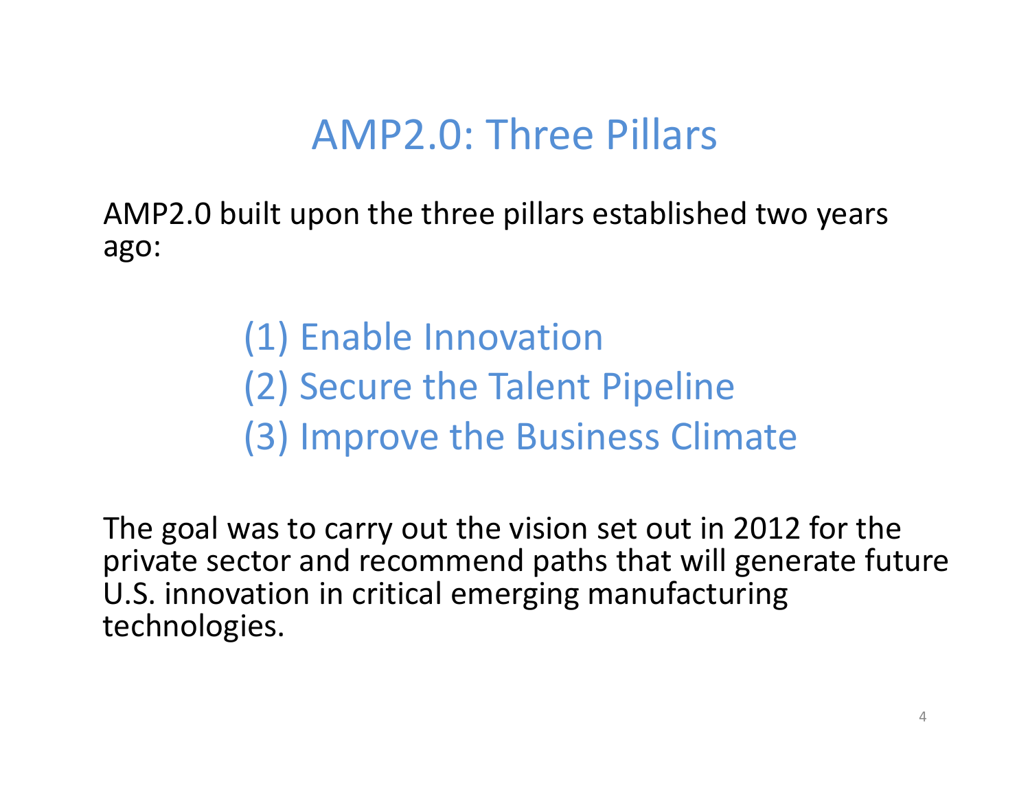# AMP2.0: Three Pillars

AMP2.0 built upon the three pillars established two years ago:

(1) Enable Innovation
(2) Secure the Talent Pipeline
(3) Improve the Business Climate

The goal was to carry out the vision set out in 2012 for the private sector and recommend paths that will generate future U.S. innovation in critical emerging manufacturing technologies.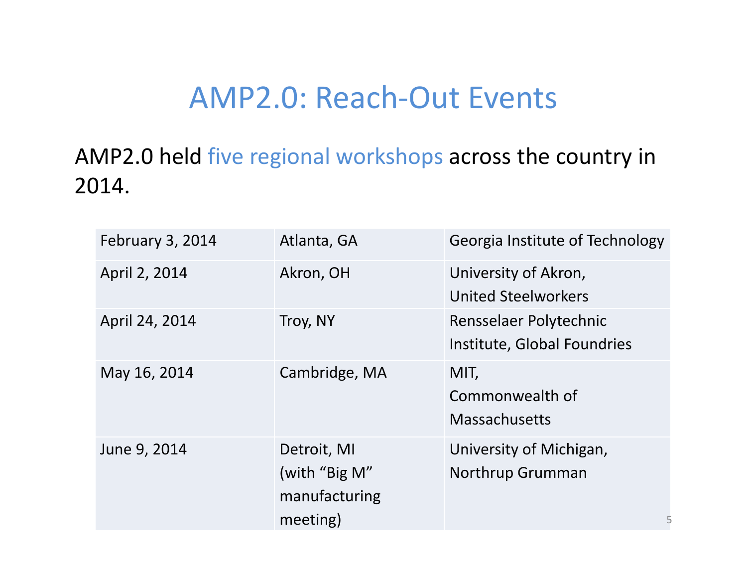# AMP2.0: Reach-Out Events

AMP2.0 held five regional workshops across the country in 2014.

| | | |
|---|---|---|
| February 3, 2014 | Atlanta, GA | Georgia Institute of Technology |
| April 2, 2014 | Akron, OH | University of Akron, United Steelworkers |
| April 24, 2014 | Troy, NY | Rensselaer Polytechnic Institute, Global Foundries |
| May 16, 2014 | Cambridge, MA | MIT, Commonwealth of Massachusetts |
| June 9, 2014 | Detroit, MI (with “Big M” manufacturing meeting) | University of Michigan, Northrup Grumman |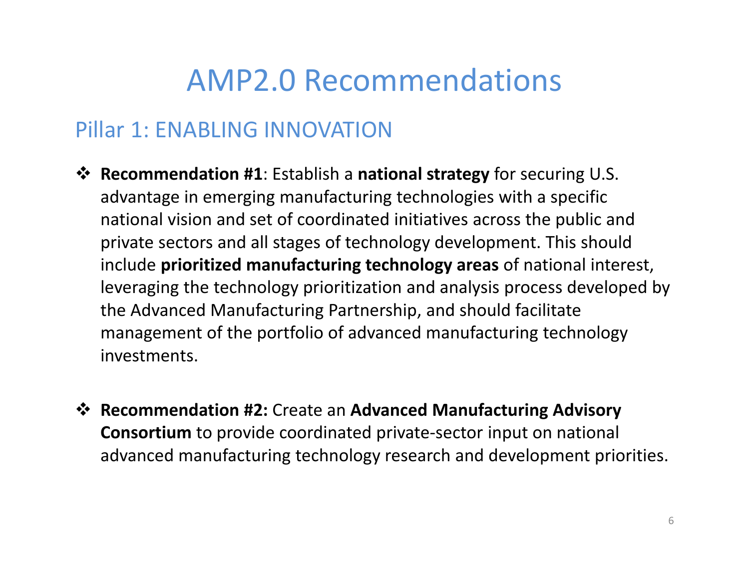# AMP2.0 Recommendations

## Pillar 1: ENABLING INNOVATION

- **Recommendation #1**: Establish a **national strategy** for securing U.S. advantage in emerging manufacturing technologies with a specific national vision and set of coordinated initiatives across the public and private sectors and all stages of technology development. This should include **prioritized manufacturing technology areas** of national interest, leveraging the technology prioritization and analysis process developed by the Advanced Manufacturing Partnership, and should facilitate management of the portfolio of advanced manufacturing technology investments.

- **Recommendation #2:** Create an **Advanced Manufacturing Advisory Consortium** to provide coordinated private-sector input on national advanced manufacturing technology research and development priorities.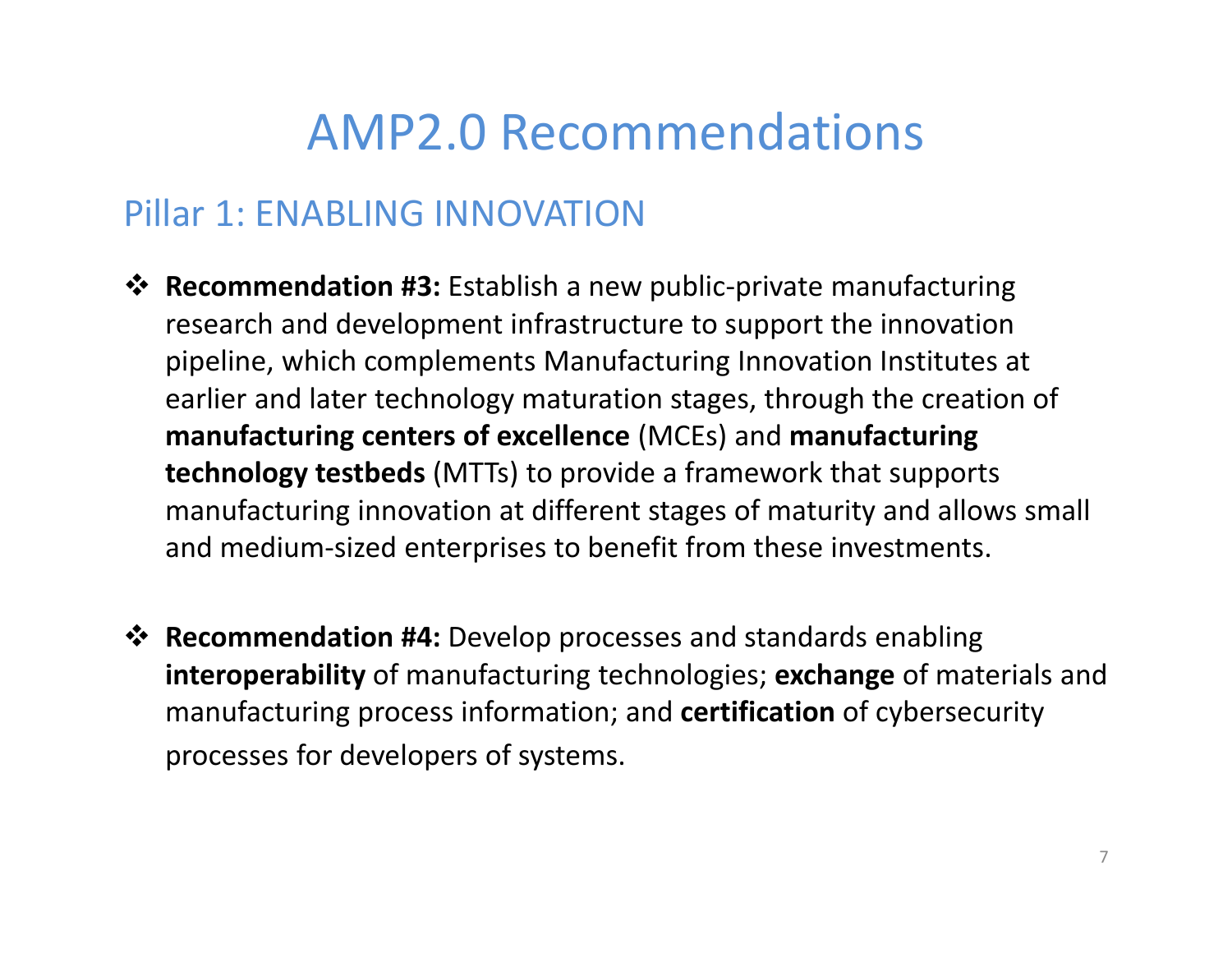# AMP2.0 Recommendations

## Pillar 1: ENABLING INNOVATION

- **Recommendation #3:** Establish a new public-private manufacturing research and development infrastructure to support the innovation pipeline, which complements Manufacturing Innovation Institutes at earlier and later technology maturation stages, through the creation of **manufacturing centers of excellence** (MCEs) and **manufacturing technology testbeds** (MTTs) to provide a framework that supports manufacturing innovation at different stages of maturity and allows small and medium-sized enterprises to benefit from these investments.

- **Recommendation #4:** Develop processes and standards enabling **interoperability** of manufacturing technologies; **exchange** of materials and manufacturing process information; and **certification** of cybersecurity processes for developers of systems.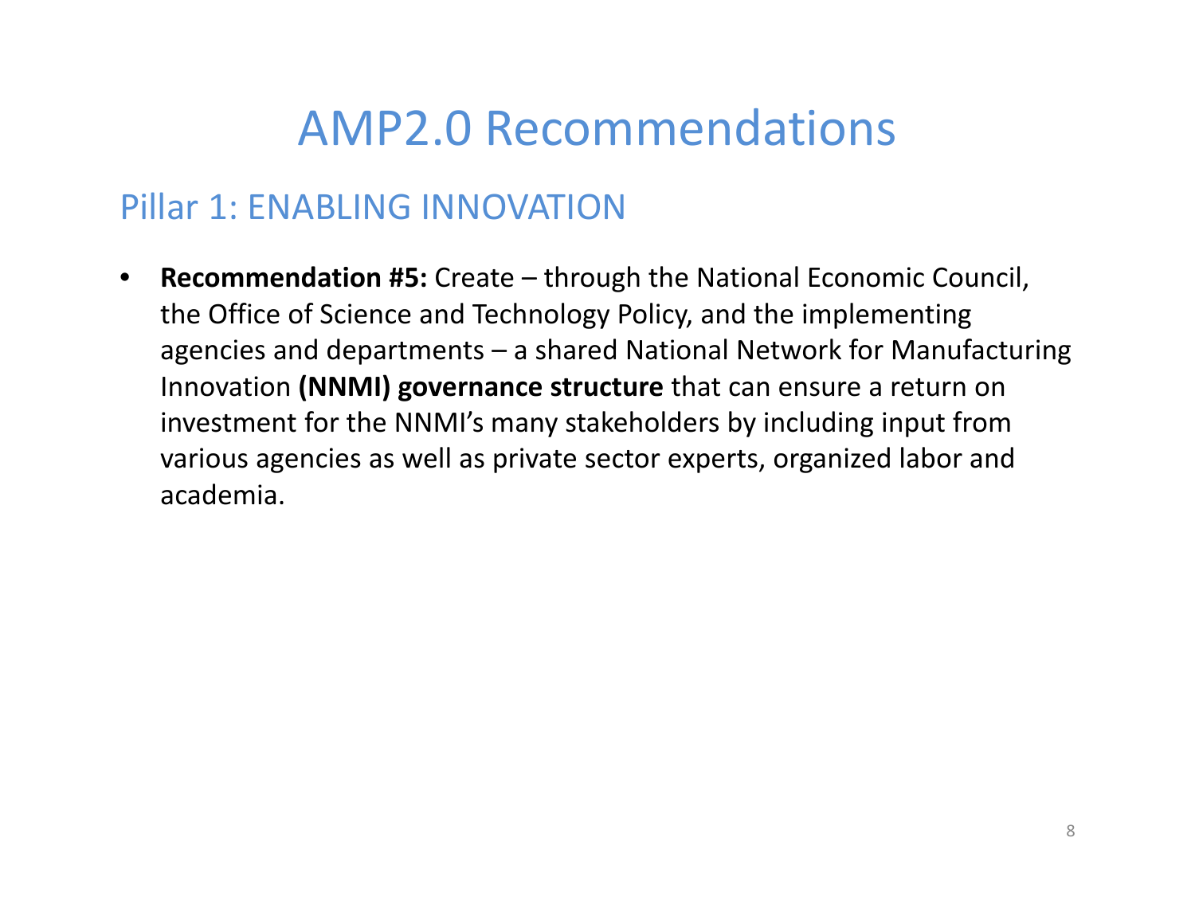# AMP2.0 Recommendations

## Pillar 1: ENABLING INNOVATION

- **Recommendation #5:** Create – through the National Economic Council, the Office of Science and Technology Policy, and the implementing agencies and departments – a shared National Network for Manufacturing Innovation **(NNMI) governance structure** that can ensure a return on investment for the NNMI's many stakeholders by including input from various agencies as well as private sector experts, organized labor and academia.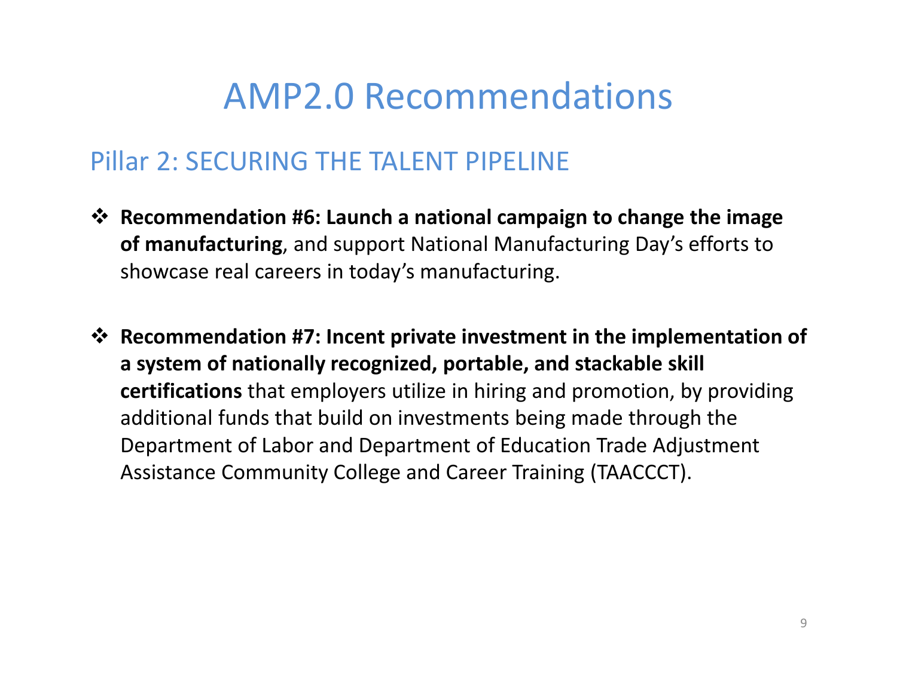# AMP2.0 Recommendations

## Pillar 2: SECURING THE TALENT PIPELINE

- **Recommendation #6: Launch a national campaign to change the image of manufacturing**, and support National Manufacturing Day's efforts to showcase real careers in today's manufacturing.

- **Recommendation #7: Incent private investment in the implementation of a system of nationally recognized, portable, and stackable skill certifications** that employers utilize in hiring and promotion, by providing additional funds that build on investments being made through the Department of Labor and Department of Education Trade Adjustment Assistance Community College and Career Training (TAACCCT).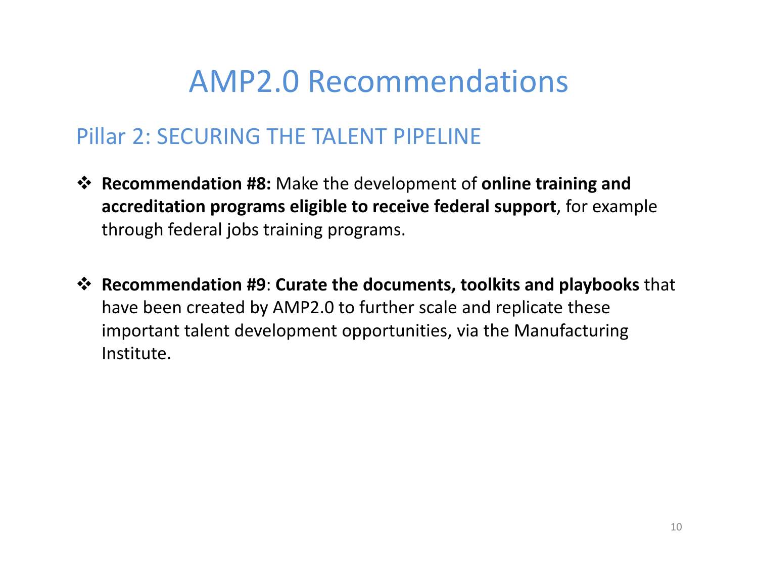# AMP2.0 Recommendations

## Pillar 2: SECURING THE TALENT PIPELINE

- **Recommendation #8:** Make the development of **online training and accreditation programs eligible to receive federal support**, for example through federal jobs training programs.

- **Recommendation #9**: **Curate the documents, toolkits and playbooks** that have been created by AMP2.0 to further scale and replicate these important talent development opportunities, via the Manufacturing Institute.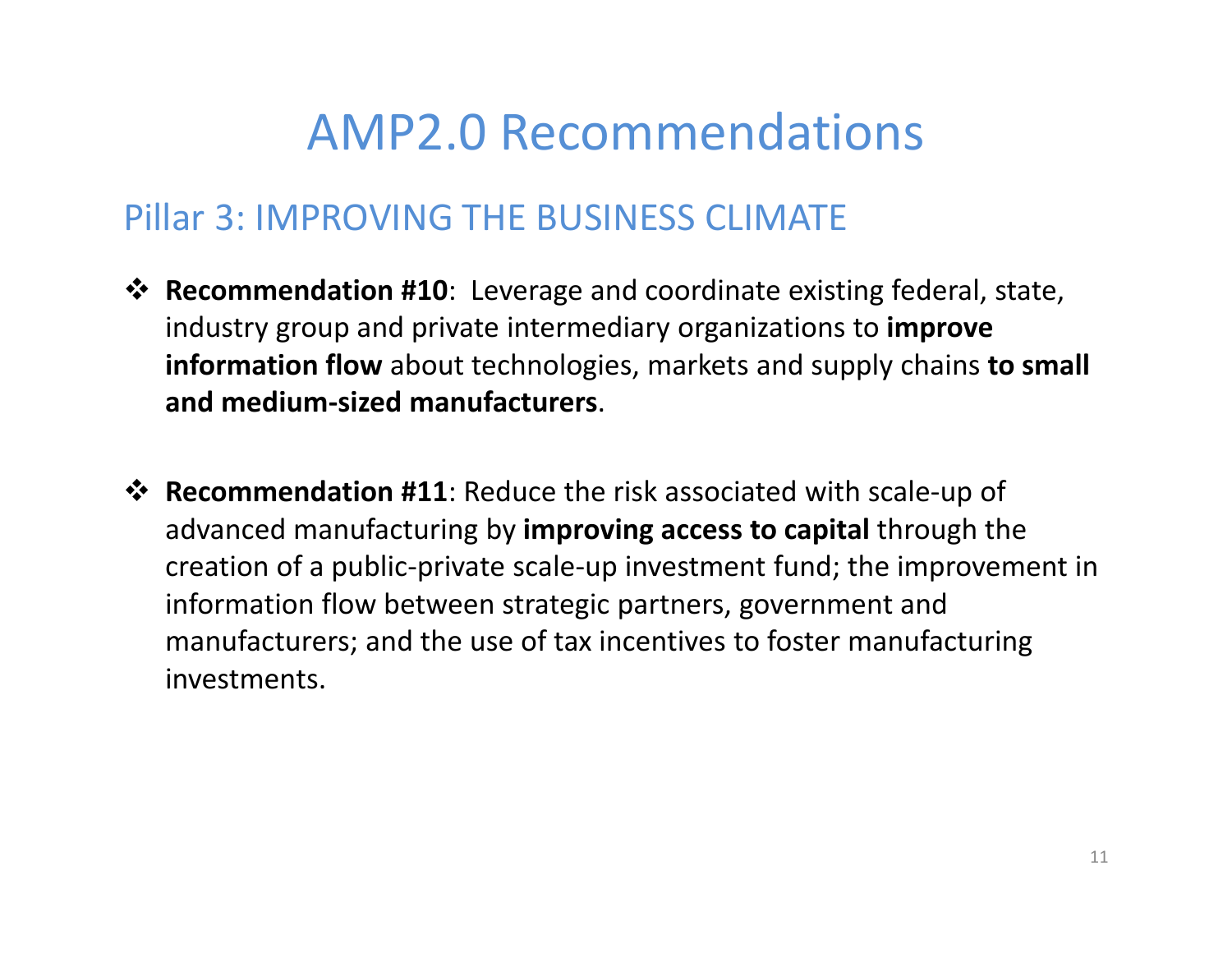# AMP2.0 Recommendations

## Pillar 3: IMPROVING THE BUSINESS CLIMATE

- **Recommendation #10**: Leverage and coordinate existing federal, state, industry group and private intermediary organizations to **improve information flow** about technologies, markets and supply chains **to small and medium-sized manufacturers**.

- **Recommendation #11**: Reduce the risk associated with scale-up of advanced manufacturing by **improving access to capital** through the creation of a public-private scale-up investment fund; the improvement in information flow between strategic partners, government and manufacturers; and the use of tax incentives to foster manufacturing investments.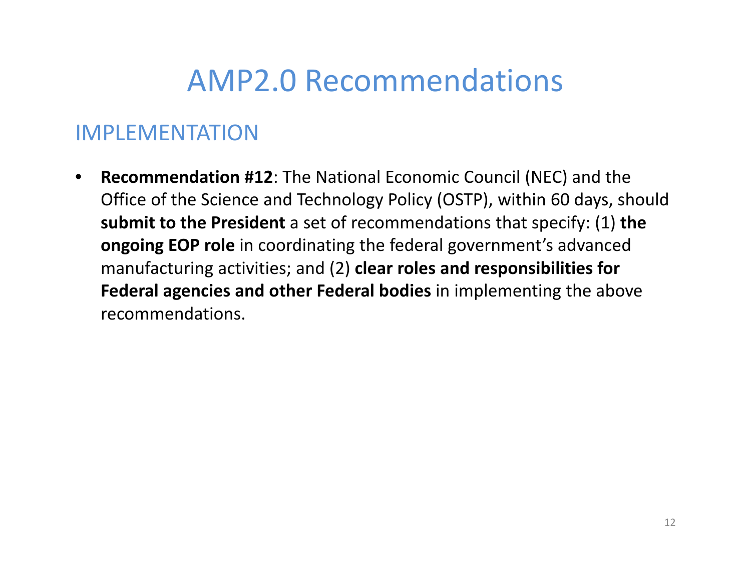# AMP2.0 Recommendations

## IMPLEMENTATION

- **Recommendation #12**: The National Economic Council (NEC) and the Office of the Science and Technology Policy (OSTP), within 60 days, should **submit to the President** a set of recommendations that specify: (1) **the ongoing EOP role** in coordinating the federal government's advanced manufacturing activities; and (2) **clear roles and responsibilities for Federal agencies and other Federal bodies** in implementing the above recommendations.